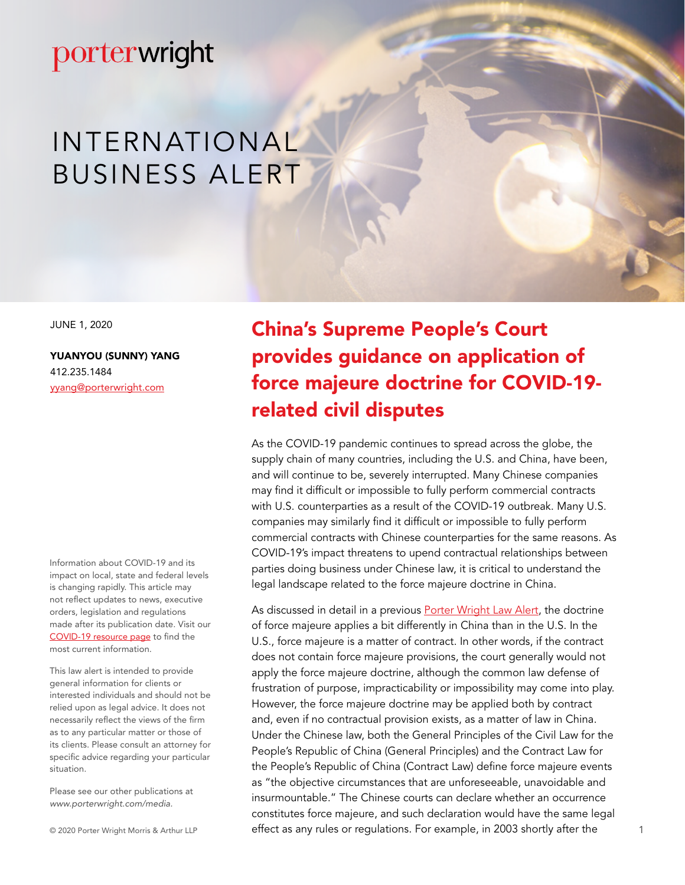porterwright

# INTERNATIONAL BUSINESS ALERT

JUNE 1, 2020

**YUANYOU (SUNNY) YANG**
412.235.1484
yyang@porterwright.com

Information about COVID-19 and its impact on local, state and federal levels is changing rapidly. This article may not reflect updates to news, executive orders, legislation and regulations made after its publication date. Visit our COVID-19 resource page to find the most current information.

This law alert is intended to provide general information for clients or interested individuals and should not be relied upon as legal advice. It does not necessarily reflect the views of the firm as to any particular matter or those of its clients. Please consult an attorney for specific advice regarding your particular situation.

Please see our other publications at *www.porterwright.com/media.*

© 2020 Porter Wright Morris & Arthur LLP

## China's Supreme People's Court provides guidance on application of force majeure doctrine for COVID-19-related civil disputes

As the COVID-19 pandemic continues to spread across the globe, the supply chain of many countries, including the U.S. and China, have been, and will continue to be, severely interrupted. Many Chinese companies may find it difficult or impossible to fully perform commercial contracts with U.S. counterparties as a result of the COVID-19 outbreak. Many U.S. companies may similarly find it difficult or impossible to fully perform commercial contracts with Chinese counterparties for the same reasons. As COVID-19's impact threatens to upend contractual relationships between parties doing business under Chinese law, it is critical to understand the legal landscape related to the force majeure doctrine in China.

As discussed in detail in a previous Porter Wright Law Alert, the doctrine of force majeure applies a bit differently in China than in the U.S. In the U.S., force majeure is a matter of contract. In other words, if the contract does not contain force majeure provisions, the court generally would not apply the force majeure doctrine, although the common law defense of frustration of purpose, impracticability or impossibility may come into play. However, the force majeure doctrine may be applied both by contract and, even if no contractual provision exists, as a matter of law in China. Under the Chinese law, both the General Principles of the Civil Law for the People's Republic of China (General Principles) and the Contract Law for the People's Republic of China (Contract Law) define force majeure events as "the objective circumstances that are unforeseeable, unavoidable and insurmountable." The Chinese courts can declare whether an occurrence constitutes force majeure, and such declaration would have the same legal effect as any rules or regulations. For example, in 2003 shortly after the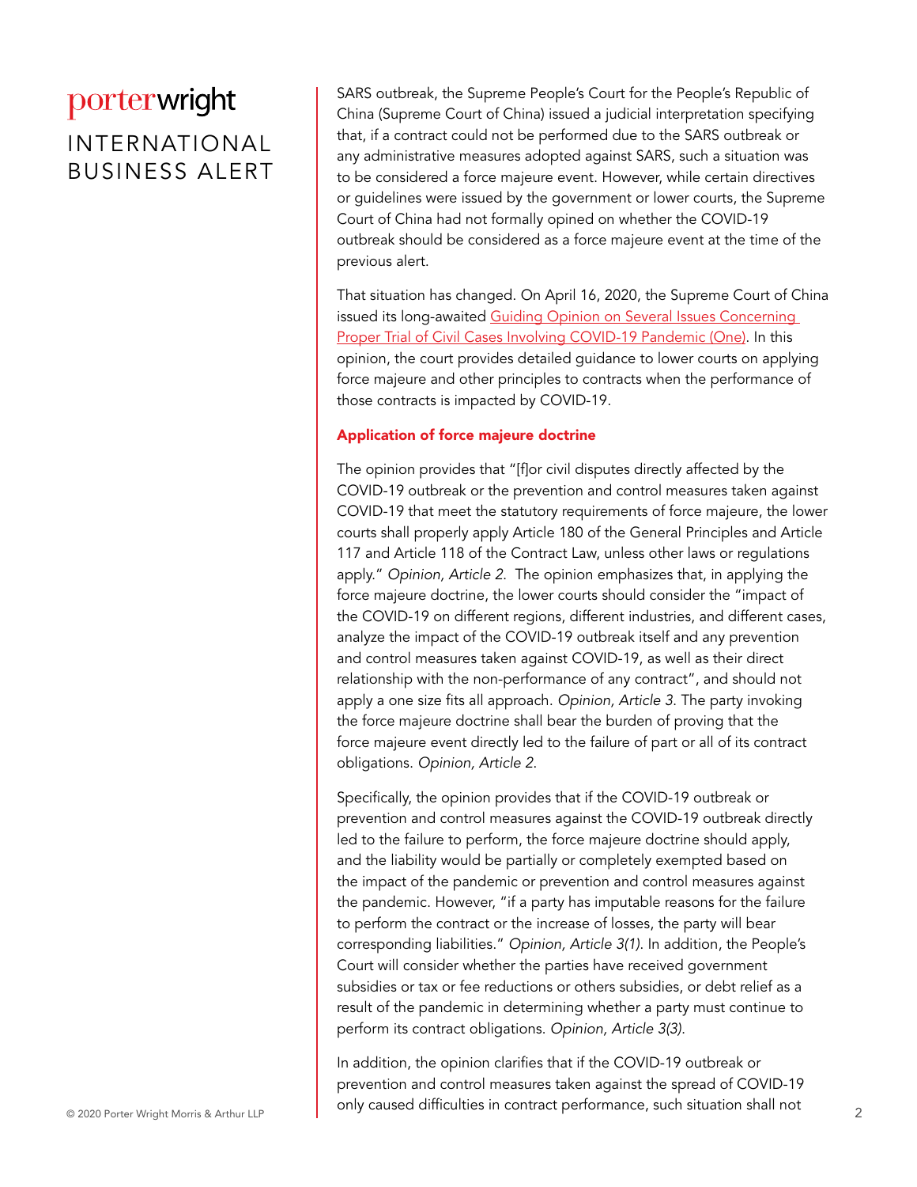SARS outbreak, the Supreme People's Court for the People's Republic of China (Supreme Court of China) issued a judicial interpretation specifying that, if a contract could not be performed due to the SARS outbreak or any administrative measures adopted against SARS, such a situation was to be considered a force majeure event. However, while certain directives or guidelines were issued by the government or lower courts, the Supreme Court of China had not formally opined on whether the COVID-19 outbreak should be considered as a force majeure event at the time of the previous alert.

That situation has changed. On April 16, 2020, the Supreme Court of China issued its long-awaited Guiding Opinion on Several Issues Concerning Proper Trial of Civil Cases Involving COVID-19 Pandemic (One). In this opinion, the court provides detailed guidance to lower courts on applying force majeure and other principles to contracts when the performance of those contracts is impacted by COVID-19.

### Application of force majeure doctrine

The opinion provides that "[f]or civil disputes directly affected by the COVID-19 outbreak or the prevention and control measures taken against COVID-19 that meet the statutory requirements of force majeure, the lower courts shall properly apply Article 180 of the General Principles and Article 117 and Article 118 of the Contract Law, unless other laws or regulations apply." *Opinion, Article 2.* The opinion emphasizes that, in applying the force majeure doctrine, the lower courts should consider the "impact of the COVID-19 on different regions, different industries, and different cases, analyze the impact of the COVID-19 outbreak itself and any prevention and control measures taken against COVID-19, as well as their direct relationship with the non-performance of any contract", and should not apply a one size fits all approach. *Opinion, Article 3.* The party invoking the force majeure doctrine shall bear the burden of proving that the force majeure event directly led to the failure of part or all of its contract obligations. *Opinion, Article 2.*

Specifically, the opinion provides that if the COVID-19 outbreak or prevention and control measures against the COVID-19 outbreak directly led to the failure to perform, the force majeure doctrine should apply, and the liability would be partially or completely exempted based on the impact of the pandemic or prevention and control measures against the pandemic. However, "if a party has imputable reasons for the failure to perform the contract or the increase of losses, the party will bear corresponding liabilities." *Opinion, Article 3(1).* In addition, the People's Court will consider whether the parties have received government subsidies or tax or fee reductions or others subsidies, or debt relief as a result of the pandemic in determining whether a party must continue to perform its contract obligations. *Opinion, Article 3(3).*

In addition, the opinion clarifies that if the COVID-19 outbreak or prevention and control measures taken against the spread of COVID-19 only caused difficulties in contract performance, such situation shall not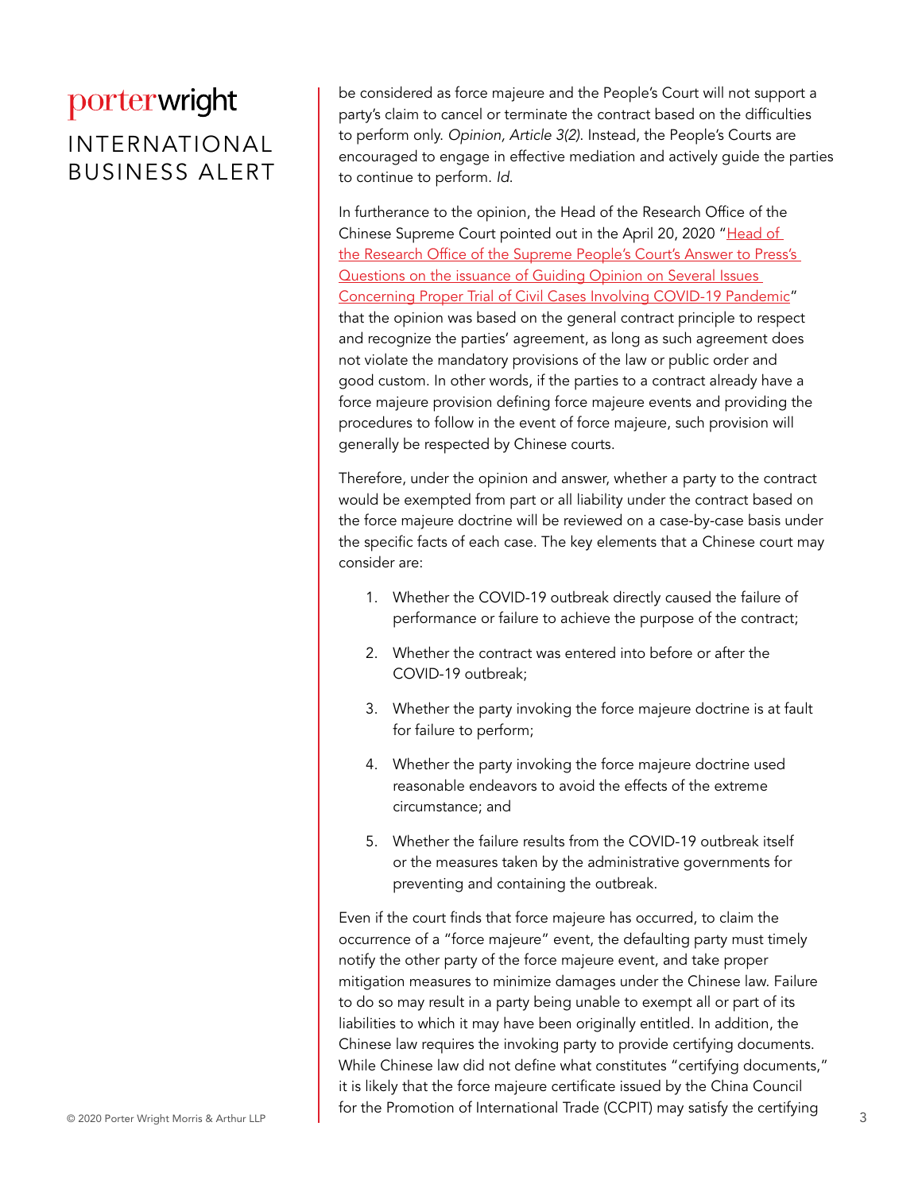be considered as force majeure and the People's Court will not support a party's claim to cancel or terminate the contract based on the difficulties to perform only. *Opinion, Article 3(2)*. Instead, the People's Courts are encouraged to engage in effective mediation and actively guide the parties to continue to perform. *Id.*

In furtherance to the opinion, the Head of the Research Office of the Chinese Supreme Court pointed out in the April 20, 2020 "Head of the Research Office of the Supreme People's Court's Answer to Press's Questions on the issuance of Guiding Opinion on Several Issues Concerning Proper Trial of Civil Cases Involving COVID-19 Pandemic" that the opinion was based on the general contract principle to respect and recognize the parties' agreement, as long as such agreement does not violate the mandatory provisions of the law or public order and good custom. In other words, if the parties to a contract already have a force majeure provision defining force majeure events and providing the procedures to follow in the event of force majeure, such provision will generally be respected by Chinese courts.

Therefore, under the opinion and answer, whether a party to the contract would be exempted from part or all liability under the contract based on the force majeure doctrine will be reviewed on a case-by-case basis under the specific facts of each case. The key elements that a Chinese court may consider are:

1. Whether the COVID-19 outbreak directly caused the failure of performance or failure to achieve the purpose of the contract;
2. Whether the contract was entered into before or after the COVID-19 outbreak;
3. Whether the party invoking the force majeure doctrine is at fault for failure to perform;
4. Whether the party invoking the force majeure doctrine used reasonable endeavors to avoid the effects of the extreme circumstance; and
5. Whether the failure results from the COVID-19 outbreak itself or the measures taken by the administrative governments for preventing and containing the outbreak.

Even if the court finds that force majeure has occurred, to claim the occurrence of a "force majeure" event, the defaulting party must timely notify the other party of the force majeure event, and take proper mitigation measures to minimize damages under the Chinese law. Failure to do so may result in a party being unable to exempt all or part of its liabilities to which it may have been originally entitled. In addition, the Chinese law requires the invoking party to provide certifying documents. While Chinese law did not define what constitutes "certifying documents," it is likely that the force majeure certificate issued by the China Council for the Promotion of International Trade (CCPIT) may satisfy the certifying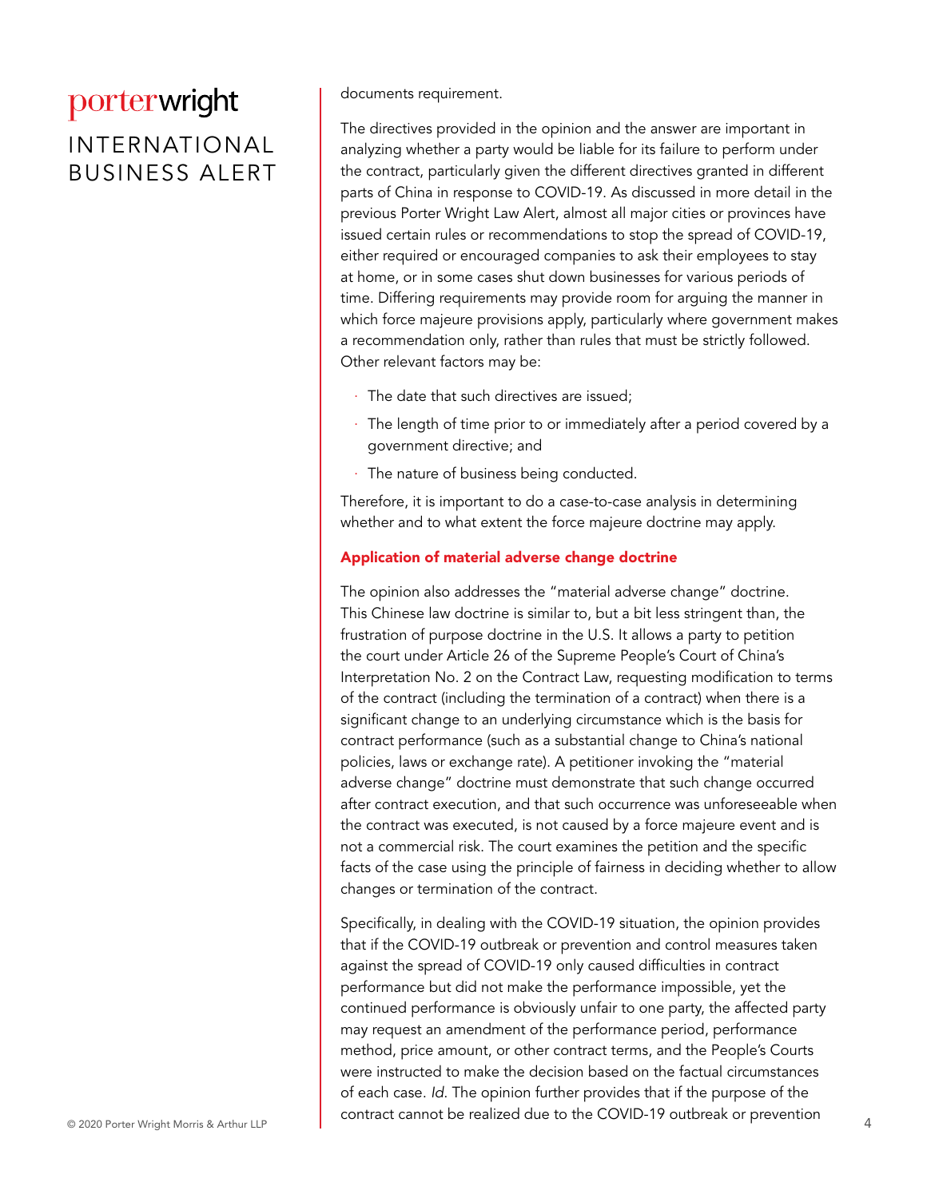documents requirement.

The directives provided in the opinion and the answer are important in analyzing whether a party would be liable for its failure to perform under the contract, particularly given the different directives granted in different parts of China in response to COVID-19. As discussed in more detail in the previous Porter Wright Law Alert, almost all major cities or provinces have issued certain rules or recommendations to stop the spread of COVID-19, either required or encouraged companies to ask their employees to stay at home, or in some cases shut down businesses for various periods of time. Differing requirements may provide room for arguing the manner in which force majeure provisions apply, particularly where government makes a recommendation only, rather than rules that must be strictly followed. Other relevant factors may be:

- The date that such directives are issued;
- The length of time prior to or immediately after a period covered by a government directive; and
- The nature of business being conducted.

Therefore, it is important to do a case-to-case analysis in determining whether and to what extent the force majeure doctrine may apply.

### Application of material adverse change doctrine

The opinion also addresses the "material adverse change" doctrine. This Chinese law doctrine is similar to, but a bit less stringent than, the frustration of purpose doctrine in the U.S. It allows a party to petition the court under Article 26 of the Supreme People's Court of China's Interpretation No. 2 on the Contract Law, requesting modification to terms of the contract (including the termination of a contract) when there is a significant change to an underlying circumstance which is the basis for contract performance (such as a substantial change to China's national policies, laws or exchange rate). A petitioner invoking the "material adverse change" doctrine must demonstrate that such change occurred after contract execution, and that such occurrence was unforeseeable when the contract was executed, is not caused by a force majeure event and is not a commercial risk. The court examines the petition and the specific facts of the case using the principle of fairness in deciding whether to allow changes or termination of the contract.

Specifically, in dealing with the COVID-19 situation, the opinion provides that if the COVID-19 outbreak or prevention and control measures taken against the spread of COVID-19 only caused difficulties in contract performance but did not make the performance impossible, yet the continued performance is obviously unfair to one party, the affected party may request an amendment of the performance period, performance method, price amount, or other contract terms, and the People's Courts were instructed to make the decision based on the factual circumstances of each case. *Id.* The opinion further provides that if the purpose of the contract cannot be realized due to the COVID-19 outbreak or prevention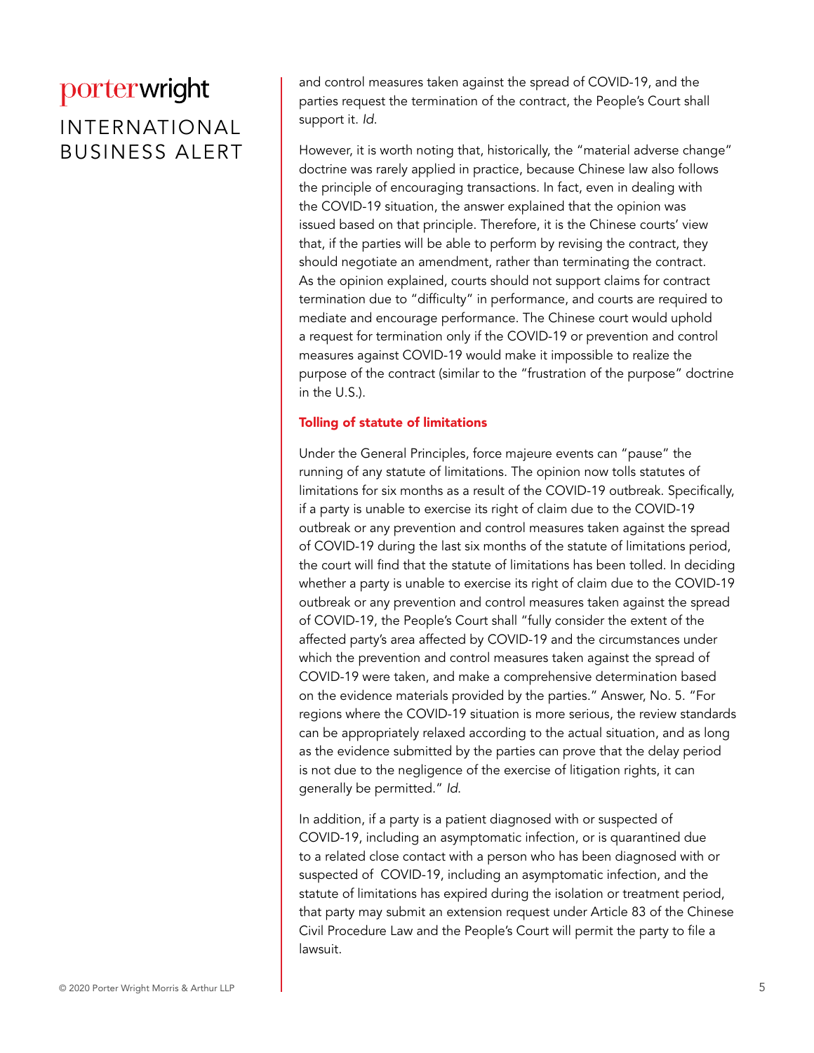and control measures taken against the spread of COVID-19, and the parties request the termination of the contract, the People's Court shall support it. *Id.*

However, it is worth noting that, historically, the "material adverse change" doctrine was rarely applied in practice, because Chinese law also follows the principle of encouraging transactions. In fact, even in dealing with the COVID-19 situation, the answer explained that the opinion was issued based on that principle. Therefore, it is the Chinese courts' view that, if the parties will be able to perform by revising the contract, they should negotiate an amendment, rather than terminating the contract. As the opinion explained, courts should not support claims for contract termination due to "difficulty" in performance, and courts are required to mediate and encourage performance. The Chinese court would uphold a request for termination only if the COVID-19 or prevention and control measures against COVID-19 would make it impossible to realize the purpose of the contract (similar to the "frustration of the purpose" doctrine in the U.S.).

## Tolling of statute of limitations

Under the General Principles, force majeure events can "pause" the running of any statute of limitations. The opinion now tolls statutes of limitations for six months as a result of the COVID-19 outbreak. Specifically, if a party is unable to exercise its right of claim due to the COVID-19 outbreak or any prevention and control measures taken against the spread of COVID-19 during the last six months of the statute of limitations period, the court will find that the statute of limitations has been tolled. In deciding whether a party is unable to exercise its right of claim due to the COVID-19 outbreak or any prevention and control measures taken against the spread of COVID-19, the People's Court shall "fully consider the extent of the affected party's area affected by COVID-19 and the circumstances under which the prevention and control measures taken against the spread of COVID-19 were taken, and make a comprehensive determination based on the evidence materials provided by the parties." Answer, No. 5. "For regions where the COVID-19 situation is more serious, the review standards can be appropriately relaxed according to the actual situation, and as long as the evidence submitted by the parties can prove that the delay period is not due to the negligence of the exercise of litigation rights, it can generally be permitted." *Id.*

In addition, if a party is a patient diagnosed with or suspected of COVID-19, including an asymptomatic infection, or is quarantined due to a related close contact with a person who has been diagnosed with or suspected of COVID-19, including an asymptomatic infection, and the statute of limitations has expired during the isolation or treatment period, that party may submit an extension request under Article 83 of the Chinese Civil Procedure Law and the People's Court will permit the party to file a lawsuit.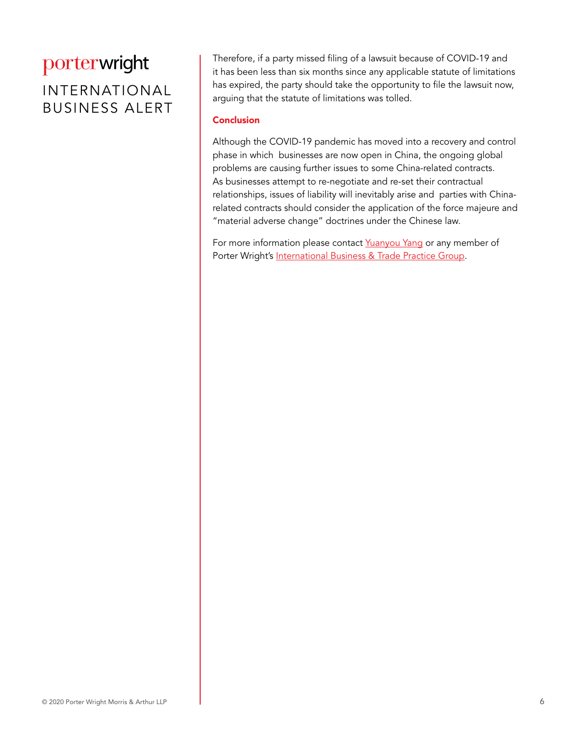Therefore, if a party missed filing of a lawsuit because of COVID-19 and it has been less than six months since any applicable statute of limitations has expired, the party should take the opportunity to file the lawsuit now, arguing that the statute of limitations was tolled.

## Conclusion

Although the COVID-19 pandemic has moved into a recovery and control phase in which businesses are now open in China, the ongoing global problems are causing further issues to some China-related contracts. As businesses attempt to re-negotiate and re-set their contractual relationships, issues of liability will inevitably arise and parties with China-related contracts should consider the application of the force majeure and "material adverse change" doctrines under the Chinese law.

For more information please contact Yuanyou Yang or any member of Porter Wright's International Business & Trade Practice Group.